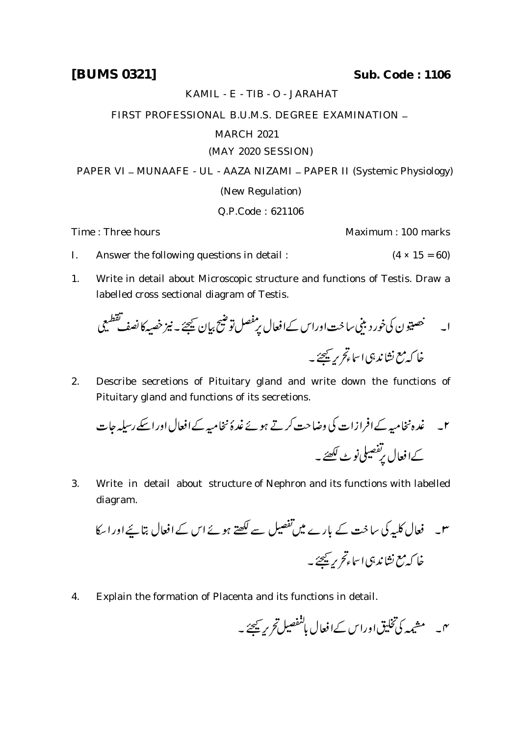**[BUMS 0321]** **Sub. Code : 1106**

KAMIL - E - TIB - O - JARAHAT

FIRST PROFESSIONAL B.U.M.S. DEGREE EXAMINATION –

MARCH 2021

(MAY 2020 SESSION)

PAPER VI – MUNAAFE - UL - AAZA NIZAMI – PAPER II (Systemic Physiology)

(New Regulation)

Q.P.Code : 621106

Time : Three hours Maximum : 100 marks

I. Answer the following questions in detail : (4 × 15 = 60)

1. Write in detail about Microscopic structure and functions of Testis. Draw a labelled cross sectional diagram of Testis.

۱۔ خصیتون کی خوردبینی ساخت اوراس کے افعال پر مفصل توضیح بیان کیجئے۔ نیز خصیہ کا نصف تقطیعی خاکہ مع نشاندہی اسماء تحریر کیجئے۔

2. Describe secretions of Pituitary gland and write down the functions of Pituitary gland and functions of its secretions.

۲۔ غدہ نخامیہ کے افرازات کی وضاحت کرتے ہوئے غدۂ نخامیہ کے افعال اور اسکے رسیلہ جات کے افعال پر تفصیلی نوٹ لکھئے۔

3. Write in detail about structure of Nephron and its functions with labelled diagram.

۳۔ فعال کلیہ کی ساخت کے بارے میں تفصیل سے لکھتے ہوئے اس کے افعال بتایئے اور اسکا خاکہ مع نشاندہی اسماء تحریر کیجئے۔

4. Explain the formation of Placenta and its functions in detail.

۴۔ مشیمہ کی تخلیق اوراس کے افعال بالتفصیل تحریر کیجئے۔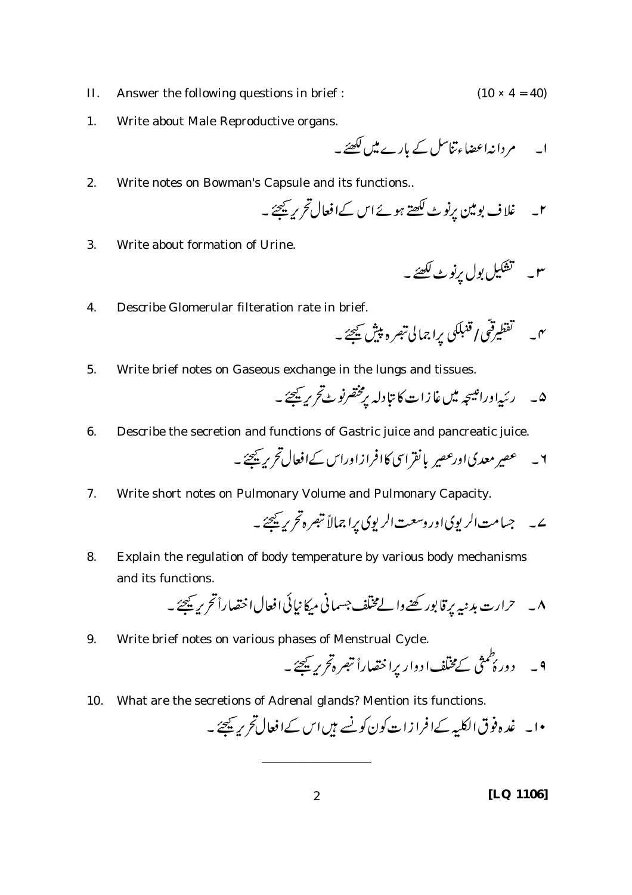II. Answer the following questions in brief : (10 × 4 = 40)

1. Write about Male Reproductive organs.

۱۔ مردانہ اعضاء تناسل کے بارے میں لکھئے۔

2. Write notes on Bowman's Capsule and its functions..

۲۔ غلاف بومین پر نوٹ لکھتے ہوئے اس کے افعال تحریر کیجئے۔

3. Write about formation of Urine.

۳۔ تشکیل بول پر نوٹ لکھئے۔

4. Describe Glomerular filteration rate in brief.

۴۔ تقطیر قمّی / قنبلکی پر اجمالی تبصرہ پیش کیجئے۔

5. Write brief notes on Gaseous exchange in the lungs and tissues.

۵۔ رئیہ اور انسجہ میں غازات کا تبادلہ پر مختصر نوٹ تحریر کیجئے۔

6. Describe the secretion and functions of Gastric juice and pancreatic juice.

۶۔ عصیر معدی اور عصیر بانقراسی کا افراز اور اس کے افعال تحریر کیجئے۔

7. Write short notes on Pulmonary Volume and Pulmonary Capacity.

۷۔ جسامت الریوی اور وسعت الریوی پر اجمالاً تبصرہ تحریر کیجئے۔

8. Explain the regulation of body temperature by various body mechanisms and its functions.

۸۔ حرارت بدنیہ پر قابو رکھنے والے مختلف جسمانی میکانیائی افعال اختصاراً تحریر کیجئے۔

9. Write brief notes on various phases of Menstrual Cycle.

۹۔ دورۂ طمثی کے مختلف ادوار پر اختصاراً تبصرہ تحریر کیجئے۔

10. What are the secretions of Adrenal glands? Mention its functions.

۱۰۔ غدہ فوق الکلیہ کے افرازات کون کونسے ہیں اس کے افعال تحریر کیجئے۔

---

[LQ 1106]